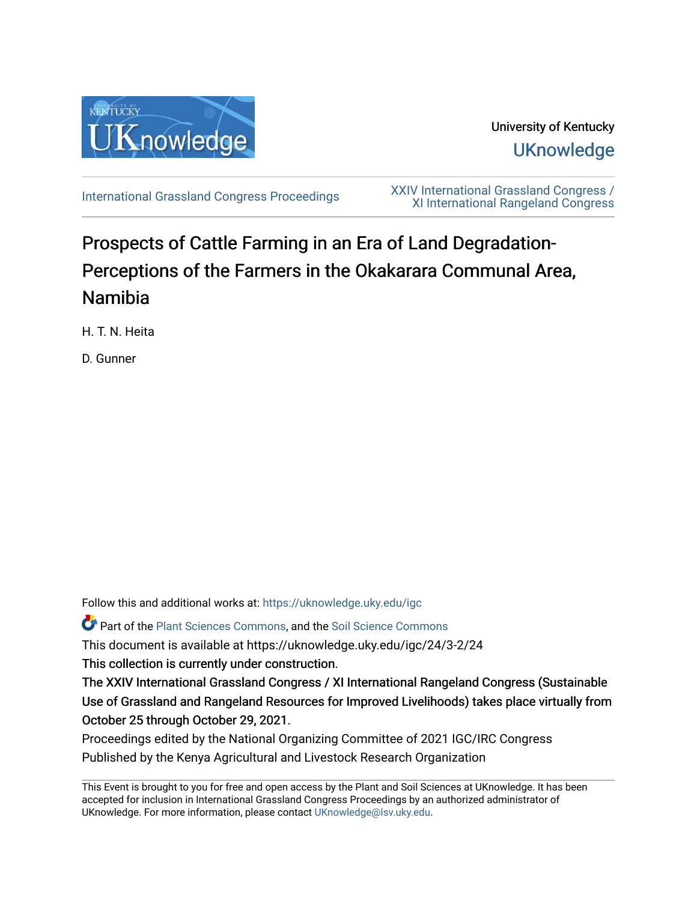University of Kentucky

UKnowledge

International Grassland Congress Proceedings

XXIV International Grassland Congress / XI International Rangeland Congress

# Prospects of Cattle Farming in an Era of Land Degradation-Perceptions of the Farmers in the Okakarara Communal Area, Namibia

H. T. N. Heita

D. Gunner

Follow this and additional works at: https://uknowledge.uky.edu/igc

Part of the Plant Sciences Commons, and the Soil Science Commons

This document is available at https://uknowledge.uky.edu/igc/24/3-2/24

This collection is currently under construction.

The XXIV International Grassland Congress / XI International Rangeland Congress (Sustainable Use of Grassland and Rangeland Resources for Improved Livelihoods) takes place virtually from October 25 through October 29, 2021.

Proceedings edited by the National Organizing Committee of 2021 IGC/IRC Congress

Published by the Kenya Agricultural and Livestock Research Organization

This Event is brought to you for free and open access by the Plant and Soil Sciences at UKnowledge. It has been accepted for inclusion in International Grassland Congress Proceedings by an authorized administrator of UKnowledge. For more information, please contact UKnowledge@lsv.uky.edu.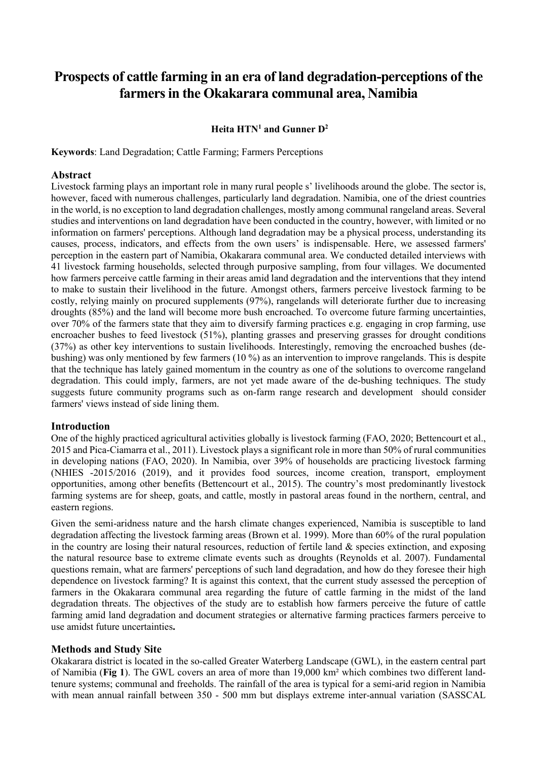# Prospects of cattle farming in an era of land degradation-perceptions of the farmers in the Okakarara communal area, Namibia

**Heita HTN[1] and Gunner D[2]**

**Keywords**: Land Degradation; Cattle Farming; Farmers Perceptions

## Abstract

Livestock farming plays an important role in many rural people s' livelihoods around the globe. The sector is, however, faced with numerous challenges, particularly land degradation. Namibia, one of the driest countries in the world, is no exception to land degradation challenges, mostly among communal rangeland areas. Several studies and interventions on land degradation have been conducted in the country, however, with limited or no information on farmers' perceptions. Although land degradation may be a physical process, understanding its causes, process, indicators, and effects from the own users' is indispensable. Here, we assessed farmers' perception in the eastern part of Namibia, Okakarara communal area. We conducted detailed interviews with 41 livestock farming households, selected through purposive sampling, from four villages. We documented how farmers perceive cattle farming in their areas amid land degradation and the interventions that they intend to make to sustain their livelihood in the future. Amongst others, farmers perceive livestock farming to be costly, relying mainly on procured supplements (97%), rangelands will deteriorate further due to increasing droughts (85%) and the land will become more bush encroached. To overcome future farming uncertainties, over 70% of the farmers state that they aim to diversify farming practices e.g. engaging in crop farming, use encroacher bushes to feed livestock (51%), planting grasses and preserving grasses for drought conditions (37%) as other key interventions to sustain livelihoods. Interestingly, removing the encroached bushes (de-bushing) was only mentioned by few farmers (10 %) as an intervention to improve rangelands. This is despite that the technique has lately gained momentum in the country as one of the solutions to overcome rangeland degradation. This could imply, farmers, are not yet made aware of the de-bushing techniques. The study suggests future community programs such as on-farm range research and development should consider farmers' views instead of side lining them.

## Introduction

One of the highly practiced agricultural activities globally is livestock farming (FAO, 2020; Bettencourt et al., 2015 and Pica-Ciamarra et al., 2011). Livestock plays a significant role in more than 50% of rural communities in developing nations (FAO, 2020). In Namibia, over 39% of households are practicing livestock farming (NHIES -2015/2016 (2019), and it provides food sources, income creation, transport, employment opportunities, among other benefits (Bettencourt et al., 2015). The country's most predominantly livestock farming systems are for sheep, goats, and cattle, mostly in pastoral areas found in the northern, central, and eastern regions.

Given the semi-aridness nature and the harsh climate changes experienced, Namibia is susceptible to land degradation affecting the livestock farming areas (Brown et al. 1999). More than 60% of the rural population in the country are losing their natural resources, reduction of fertile land & species extinction, and exposing the natural resource base to extreme climate events such as droughts (Reynolds et al. 2007). Fundamental questions remain, what are farmers' perceptions of such land degradation, and how do they foresee their high dependence on livestock farming? It is against this context, that the current study assessed the perception of farmers in the Okakarara communal area regarding the future of cattle farming in the midst of the land degradation threats. The objectives of the study are to establish how farmers perceive the future of cattle farming amid land degradation and document strategies or alternative farming practices farmers perceive to use amidst future uncertainties**.**

## Methods and Study Site

Okakarara district is located in the so-called Greater Waterberg Landscape (GWL), in the eastern central part of Namibia (**Fig 1**). The GWL covers an area of more than 19,000 km² which combines two different land-tenure systems; communal and freeholds. The rainfall of the area is typical for a semi-arid region in Namibia with mean annual rainfall between 350 - 500 mm but displays extreme inter-annual variation (SASSCAL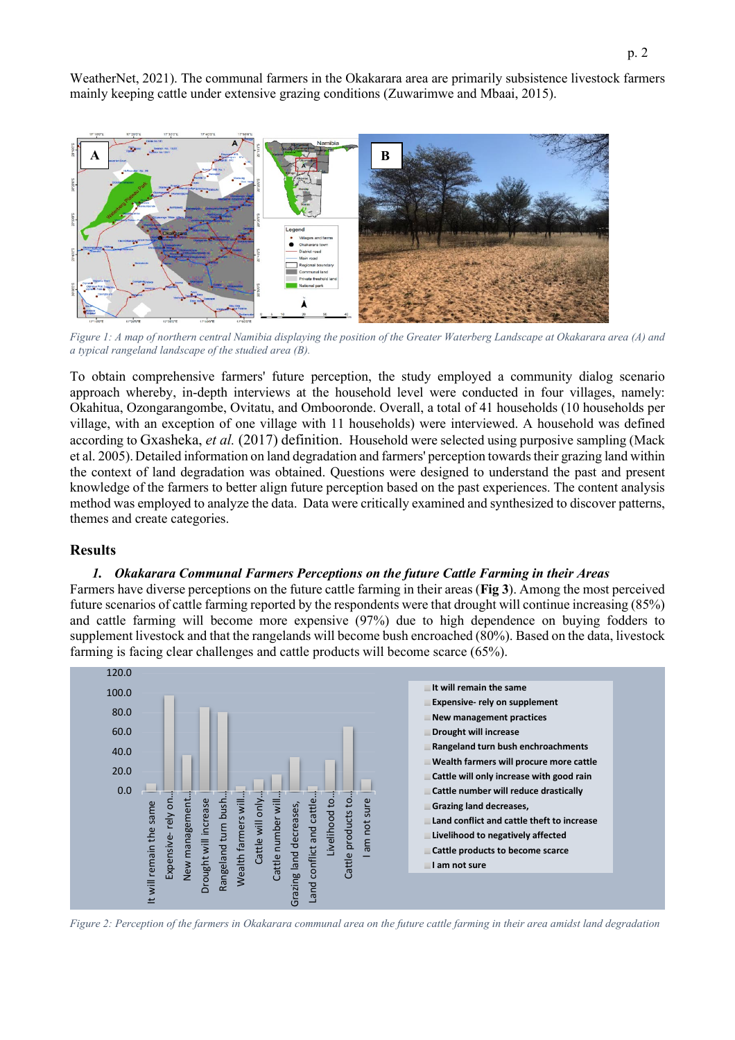WeatherNet, 2021). The communal farmers in the Okakarara area are primarily subsistence livestock farmers mainly keeping cattle under extensive grazing conditions (Zuwarimwe and Mbaai, 2015).

*Figure 1: A map of northern central Namibia displaying the position of the Greater Waterberg Landscape at Okakarara area (A) and a typical rangeland landscape of the studied area (B).*

To obtain comprehensive farmers' future perception, the study employed a community dialog scenario approach whereby, in-depth interviews at the household level were conducted in four villages, namely: Okahitua, Ozongarangombe, Ovitatu, and Ombooronde. Overall, a total of 41 households (10 households per village, with an exception of one village with 11 households) were interviewed. A household was defined according to Gxasheka, *et al.* (2017) definition. Household were selected using purposive sampling (Mack et al. 2005). Detailed information on land degradation and farmers' perception towards their grazing land within the context of land degradation was obtained. Questions were designed to understand the past and present knowledge of the farmers to better align future perception based on the past experiences. The content analysis method was employed to analyze the data. Data were critically examined and synthesized to discover patterns, themes and create categories.

## Results

### *1. Okakarara Communal Farmers Perceptions on the future Cattle Farming in their Areas*

Farmers have diverse perceptions on the future cattle farming in their areas (**Fig 3**). Among the most perceived future scenarios of cattle farming reported by the respondents were that drought will continue increasing (85%) and cattle farming will become more expensive (97%) due to high dependence on buying fodders to supplement livestock and that the rangelands will become bush encroached (80%). Based on the data, livestock farming is facing clear challenges and cattle products will become scarce (65%).

*Figure 2: Perception of the farmers in Okakarara communal area on the future cattle farming in their area amidst land degradation*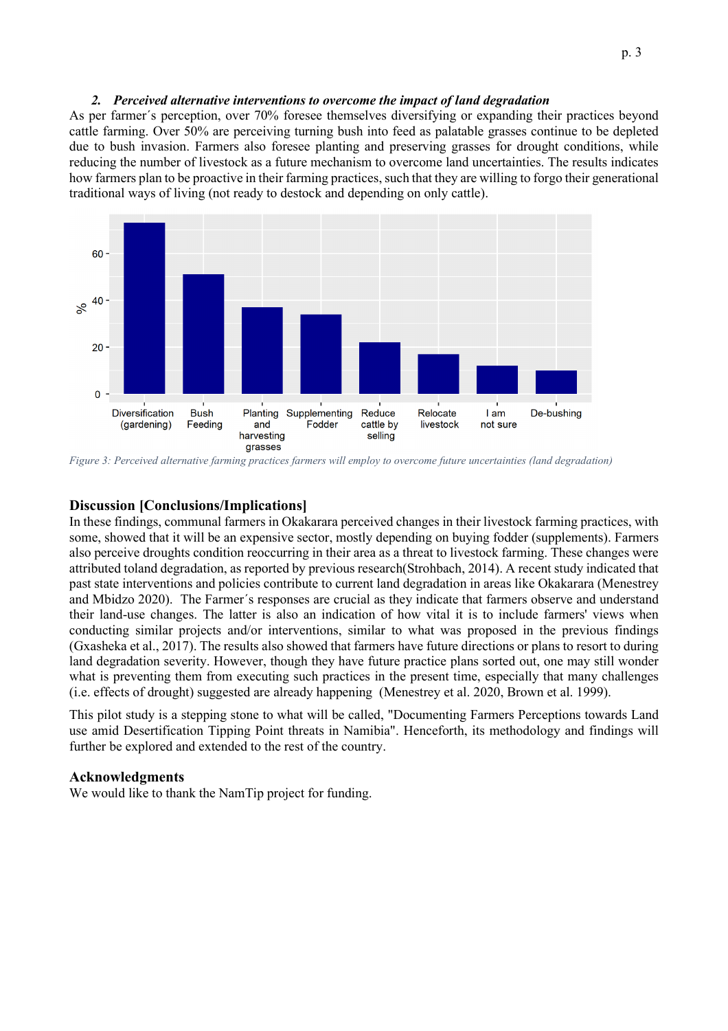*2. Perceived alternative interventions to overcome the impact of land degradation*

As per farmer´s perception, over 70% foresee themselves diversifying or expanding their practices beyond cattle farming. Over 50% are perceiving turning bush into feed as palatable grasses continue to be depleted due to bush invasion. Farmers also foresee planting and preserving grasses for drought conditions, while reducing the number of livestock as a future mechanism to overcome land uncertainties. The results indicates how farmers plan to be proactive in their farming practices, such that they are willing to forgo their generational traditional ways of living (not ready to destock and depending on only cattle).

*Figure 3: Perceived alternative farming practices farmers will employ to overcome future uncertainties (land degradation)*

## Discussion [Conclusions/Implications]

In these findings, communal farmers in Okakarara perceived changes in their livestock farming practices, with some, showed that it will be an expensive sector, mostly depending on buying fodder (supplements). Farmers also perceive droughts condition reoccurring in their area as a threat to livestock farming. These changes were attributed toland degradation, as reported by previous research(Strohbach, 2014). A recent study indicated that past state interventions and policies contribute to current land degradation in areas like Okakarara (Menestrey and Mbidzo 2020). The Farmer´s responses are crucial as they indicate that farmers observe and understand their land-use changes. The latter is also an indication of how vital it is to include farmers' views when conducting similar projects and/or interventions, similar to what was proposed in the previous findings (Gxasheka et al., 2017). The results also showed that farmers have future directions or plans to resort to during land degradation severity. However, though they have future practice plans sorted out, one may still wonder what is preventing them from executing such practices in the present time, especially that many challenges (i.e. effects of drought) suggested are already happening (Menestrey et al. 2020, Brown et al. 1999).

This pilot study is a stepping stone to what will be called, "Documenting Farmers Perceptions towards Land use amid Desertification Tipping Point threats in Namibia". Henceforth, its methodology and findings will further be explored and extended to the rest of the country.

## Acknowledgments

We would like to thank the NamTip project for funding.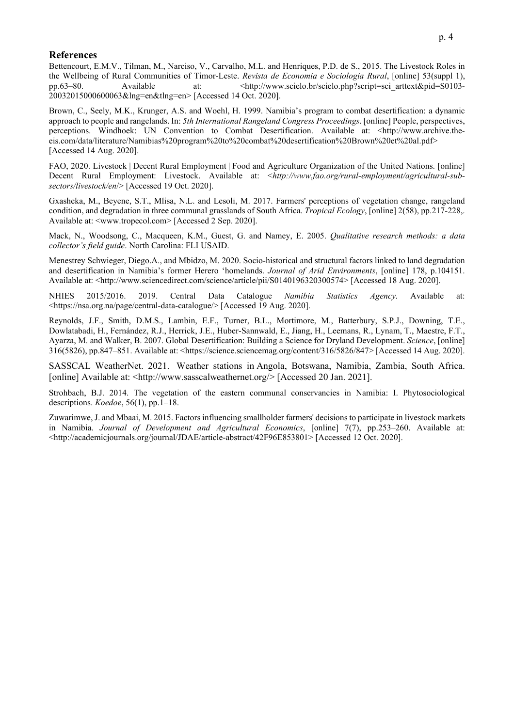## References

Bettencourt, E.M.V., Tilman, M., Narciso, V., Carvalho, M.L. and Henriques, P.D. de S., 2015. The Livestock Roles in the Wellbeing of Rural Communities of Timor-Leste. *Revista de Economia e Sociologia Rural*, [online] 53(suppl 1), pp.63–80. Available at: <http://www.scielo.br/scielo.php?script=sci_arttext&pid=S0103-20032015000600063&lng=en&tlng=en> [Accessed 14 Oct. 2020].

Brown, C., Seely, M.K., Krunger, A.S. and Woehl, H. 1999. Namibia's program to combat desertification: a dynamic approach to people and rangelands. In: *5th International Rangeland Congress Proceedings*. [online] People, perspectives, perceptions. Windhoek: UN Convention to Combat Desertification. Available at: <http://www.archive.the-eis.com/data/literature/Namibias%20program%20to%20combat%20desertification%20Brown%20et%20al.pdf> [Accessed 14 Aug. 2020].

FAO, 2020. Livestock | Decent Rural Employment | Food and Agriculture Organization of the United Nations. [online] Decent Rural Employment: Livestock. Available at: *<http://www.fao.org/rural-employment/agricultural-sub-sectors/livestock/en/>* [Accessed 19 Oct. 2020].

Gxasheka, M., Beyene, S.T., Mlisa, N.L. and Lesoli, M. 2017. Farmers' perceptions of vegetation change, rangeland condition, and degradation in three communal grasslands of South Africa. *Tropical Ecology*, [online] 2(58), pp.217-228,. Available at: <www.tropecol.com> [Accessed 2 Sep. 2020].

Mack, N., Woodsong, C., Macqueen, K.M., Guest, G. and Namey, E. 2005. *Qualitative research methods: a data collector's field guide*. North Carolina: FLI USAID.

Menestrey Schwieger, Diego.A., and Mbidzo, M. 2020. Socio-historical and structural factors linked to land degradation and desertification in Namibia's former Herero 'homelands. *Journal of Arid Environments*, [online] 178, p.104151. Available at: <http://www.sciencedirect.com/science/article/pii/S0140196320300574> [Accessed 18 Aug. 2020].

NHIES 2015/2016. 2019. Central Data Catalogue *Namibia Statistics Agency*. Available at: <https://nsa.org.na/page/central-data-catalogue/> [Accessed 19 Aug. 2020].

Reynolds, J.F., Smith, D.M.S., Lambin, E.F., Turner, B.L., Mortimore, M., Batterbury, S.P.J., Downing, T.E., Dowlatabadi, H., Fernández, R.J., Herrick, J.E., Huber-Sannwald, E., Jiang, H., Leemans, R., Lynam, T., Maestre, F.T., Ayarza, M. and Walker, B. 2007. Global Desertification: Building a Science for Dryland Development. *Science*, [online] 316(5826), pp.847–851. Available at: <https://science.sciencemag.org/content/316/5826/847> [Accessed 14 Aug. 2020].

SASSCAL WeatherNet. 2021. Weather stations in Angola, Botswana, Namibia, Zambia, South Africa. [online] Available at: <http://www.sasscalweathernet.org/> [Accessed 20 Jan. 2021].

Strohbach, B.J. 2014. The vegetation of the eastern communal conservancies in Namibia: I. Phytosociological descriptions. *Koedoe*, 56(1), pp.1–18.

Zuwarimwe, J. and Mbaai, M. 2015. Factors influencing smallholder farmers' decisions to participate in livestock markets in Namibia. *Journal of Development and Agricultural Economics*, [online] 7(7), pp.253–260. Available at: <http://academicjournals.org/journal/JDAE/article-abstract/42F96E853801> [Accessed 12 Oct. 2020].